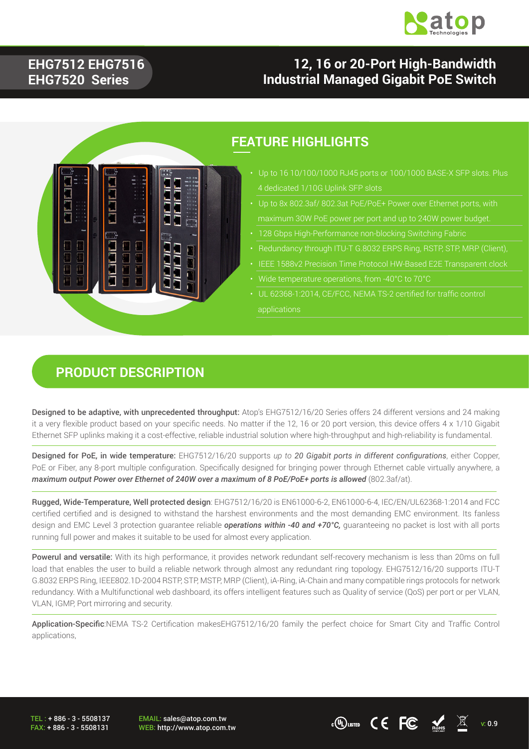# EHG7512 EHG7516 EHG7520 Series

# 12, 16 or 20-Port High-Bandwidth Industrial Managed Gigabit PoE Switch

## FEATURE HIGHLIGHTS

- Up to 16 10/100/1000 RJ45 ports or 100/1000 BASE-X SFP slots. Plus 4 dedicated 1/10G Uplink SFP slots
- Up to 8x 802.3af/ 802.3at PoE/PoE+ Power over Ethernet ports, with maximum 30W PoE power per port and up to 240W power budget.
- 128 Gbps High-Performance non-blocking Switching Fabric
- Redundancy through ITU-T G.8032 ERPS Ring, RSTP, STP, MRP (Client),
- IEEE 1588v2 Precision Time Protocol HW-Based E2E Transparent clock
- Wide temperature operations, from -40°C to 70°C
- UL 62368-1:2014, CE/FCC, NEMA TS-2 certified for traffic control applications

## PRODUCT DESCRIPTION

**Designed to be adaptive, with unprecedented throughput:** Atop's EHG7512/16/20 Series offers 24 different versions and 24 making it a very flexible product based on your specific needs. No matter if the 12, 16 or 20 port version, this device offers 4 x 1/10 Gigabit Ethernet SFP uplinks making it a cost-effective, reliable industrial solution where high-throughput and high-reliability is fundamental.

**Designed for PoE, in wide temperature:** EHG7512/16/20 supports *up to **20 Gigabit ports in different configurations***, either Copper, PoE or Fiber, any 8-port multiple configuration. Specifically designed for bringing power through Ethernet cable virtually anywhere, a ***maximum output Power over Ethernet of 240W over a maximum of 8 PoE/PoE+ ports is allowed*** (802.3af/at).

**Rugged, Wide-Temperature, Well protected design**: EHG7512/16/20 is EN61000-6-2, EN61000-6-4, IEC/EN/UL62368-1:2014 and FCC certified certified and is designed to withstand the harshest environments and the most demanding EMC environment. Its fanless design and EMC Level 3 protection guarantee reliable ***operations within -40 and +70°C,*** guaranteeing no packet is lost with all ports running full power and makes it suitable to be used for almost every application.

**Powerul and versatile:** With its high performance, it provides network redundant self-recovery mechanism is less than 20ms on full load that enables the user to build a reliable network through almost any redundant ring topology. EHG7512/16/20 supports ITU-T G.8032 ERPS Ring, IEEE802.1D-2004 RSTP, STP, MSTP, MRP (Client), iA-Ring, iA-Chain and many compatible rings protocols for network redundancy. With a Multifunctional web dashboard, its offers intelligent features such as Quality of service (QoS) per port or per VLAN, VLAN, IGMP, Port mirroring and security.

**Application-Specific**:NEMA TS-2 Certification makesEHG7512/16/20 family the perfect choice for Smart City and Traffic Control applications,

TEL : + 886 - 3 - 5508137
FAX: + 886 - 3 - 5508131

EMAIL: sales@atop.com.tw
WEB: http://www.atop.com.tw

v: 0.9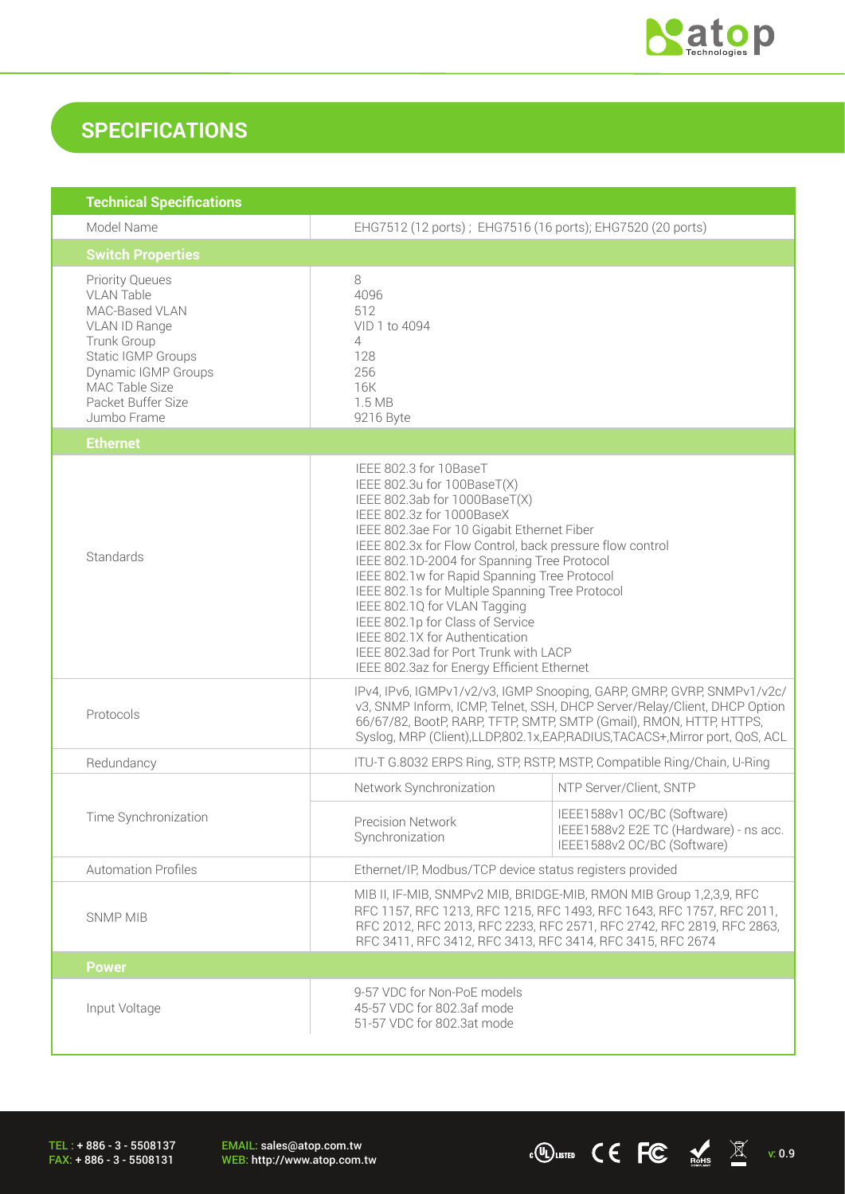## SPECIFICATIONS

| Technical Specifications | | |
|---|---|---|
| Model Name | EHG7512 (12 ports) ; EHG7516 (16 ports); EHG7520 (20 ports) | |
| **Switch Properties** | | |
| Priority Queues<br>VLAN Table<br>MAC-Based VLAN<br>VLAN ID Range<br>Trunk Group<br>Static IGMP Groups<br>Dynamic IGMP Groups<br>MAC Table Size<br>Packet Buffer Size<br>Jumbo Frame | 8<br>4096<br>512<br>VID 1 to 4094<br>4<br>128<br>256<br>16K<br>1.5 MB<br>9216 Byte | |
| **Ethernet** | | |
| Standards | IEEE 802.3 for 10BaseT<br>IEEE 802.3u for 100BaseT(X)<br>IEEE 802.3ab for 1000BaseT(X)<br>IEEE 802.3z for 1000BaseX<br>IEEE 802.3ae For 10 Gigabit Ethernet Fiber<br>IEEE 802.3x for Flow Control, back pressure flow control<br>IEEE 802.1D-2004 for Spanning Tree Protocol<br>IEEE 802.1w for Rapid Spanning Tree Protocol<br>IEEE 802.1s for Multiple Spanning Tree Protocol<br>IEEE 802.1Q for VLAN Tagging<br>IEEE 802.1p for Class of Service<br>IEEE 802.1X for Authentication<br>IEEE 802.3ad for Port Trunk with LACP<br>IEEE 802.3az for Energy Efficient Ethernet | |
| Protocols | IPv4, IPv6, IGMPv1/v2/v3, IGMP Snooping, GARP, GMRP, GVRP, SNMPv1/v2c/v3, SNMP Inform, ICMP, Telnet, SSH, DHCP Server/Relay/Client, DHCP Option 66/67/82, BootP, RARP, TFTP, SMTP, SMTP (Gmail), RMON, HTTP, HTTPS, Syslog, MRP (Client),LLDP,802.1x,EAP,RADIUS,TACACS+,Mirror port, QoS, ACL | |
| Redundancy | ITU-T G.8032 ERPS Ring, STP, RSTP, MSTP, Compatible Ring/Chain, U-Ring | |
| Time Synchronization | Network Synchronization | NTP Server/Client, SNTP |
| | Precision Network Synchronization | IEEE1588v1 OC/BC (Software)<br>IEEE1588v2 E2E TC (Hardware) - ns acc.<br>IEEE1588v2 OC/BC (Software) |
| Automation Profiles | Ethernet/IP, Modbus/TCP device status registers provided | |
| SNMP MIB | MIB II, IF-MIB, SNMPv2 MIB, BRIDGE-MIB, RMON MIB Group 1,2,3,9, RFC RFC 1157, RFC 1213, RFC 1215, RFC 1493, RFC 1643, RFC 1757, RFC 2011, RFC 2012, RFC 2013, RFC 2233, RFC 2571, RFC 2742, RFC 2819, RFC 2863, RFC 3411, RFC 3412, RFC 3413, RFC 3414, RFC 3415, RFC 2674 | |
| **Power** | | |
| Input Voltage | 9-57 VDC for Non-PoE models<br>45-57 VDC for 802.3af mode<br>51-57 VDC for 802.3at mode | |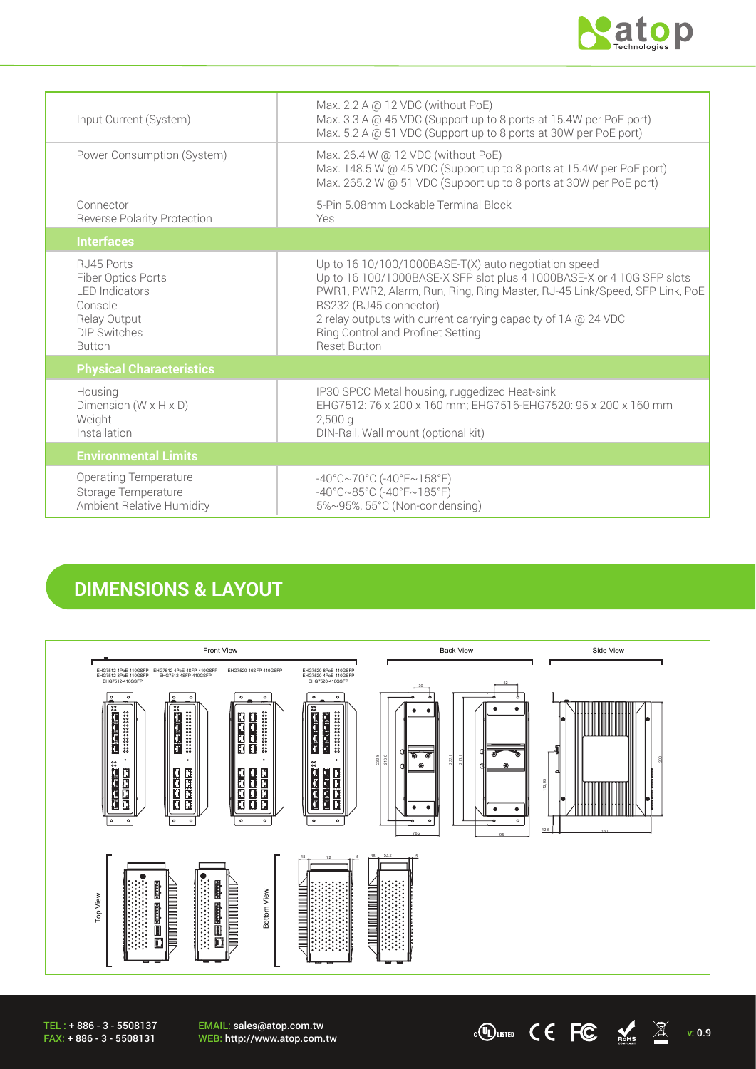| | |
|---|---|
| Input Current (System) | Max. 2.2 A @ 12 VDC (without PoE)<br>Max. 3.3 A @ 45 VDC (Support up to 8 ports at 15.4W per PoE port)<br>Max. 5.2 A @ 51 VDC (Support up to 8 ports at 30W per PoE port) |
| Power Consumption (System) | Max. 26.4 W @ 12 VDC (without PoE)<br>Max. 148.5 W @ 45 VDC (Support up to 8 ports at 15.4W per PoE port)<br>Max. 265.2 W @ 51 VDC (Support up to 8 ports at 30W per PoE port) |
| Connector<br>Reverse Polarity Protection | 5-Pin 5.08mm Lockable Terminal Block<br>Yes |
| **Interfaces** | |
| RJ45 Ports<br>Fiber Optics Ports<br>LED Indicators<br>Console<br>Relay Output<br>DIP Switches<br>Button | Up to 16 10/100/1000BASE-T(X) auto negotiation speed<br>Up to 16 100/1000BASE-X SFP slot plus 4 1000BASE-X or 4 10G SFP slots<br>PWR1, PWR2, Alarm, Run, Ring, Ring Master, RJ-45 Link/Speed, SFP Link, PoE<br>RS232 (RJ45 connector)<br>2 relay outputs with current carrying capacity of 1A @ 24 VDC<br>Ring Control and Profinet Setting<br>Reset Button |
| **Physical Characteristics** | |
| Housing<br>Dimension (W x H x D)<br>Weight<br>Installation | IP30 SPCC Metal housing, ruggedized Heat-sink<br>EHG7512: 76 x 200 x 160 mm; EHG7516-EHG7520: 95 x 200 x 160 mm<br>2,500 g<br>DIN-Rail, Wall mount (optional kit) |
| **Environmental Limits** | |
| Operating Temperature<br>Storage Temperature<br>Ambient Relative Humidity | -40°C~70°C (-40°F~158°F)<br>-40°C~85°C (-40°F~185°F)<br>5%~95%, 55°C (Non-condensing) |

## DIMENSIONS & LAYOUT

Front View

EHG7512-4PoE-410GSFP, EHG7512-8PoE-410GSFP, EHG7512-410GSFP | EHG7512-4PoE-4SFP-410GSFP, EHG7512-4SFP-410GSFP | EHG7520-16SFP-410GSFP | EHG7520-8PoE-410GSFP, EHG7520-4PoE-410GSFP, EHG7520-410GSFP

Back View

Side View

Top View

Bottom View

TEL : + 886 - 3 - 5508137
FAX: + 886 - 3 - 5508131

EMAIL: sales@atop.com.tw
WEB: http://www.atop.com.tw

v: 0.9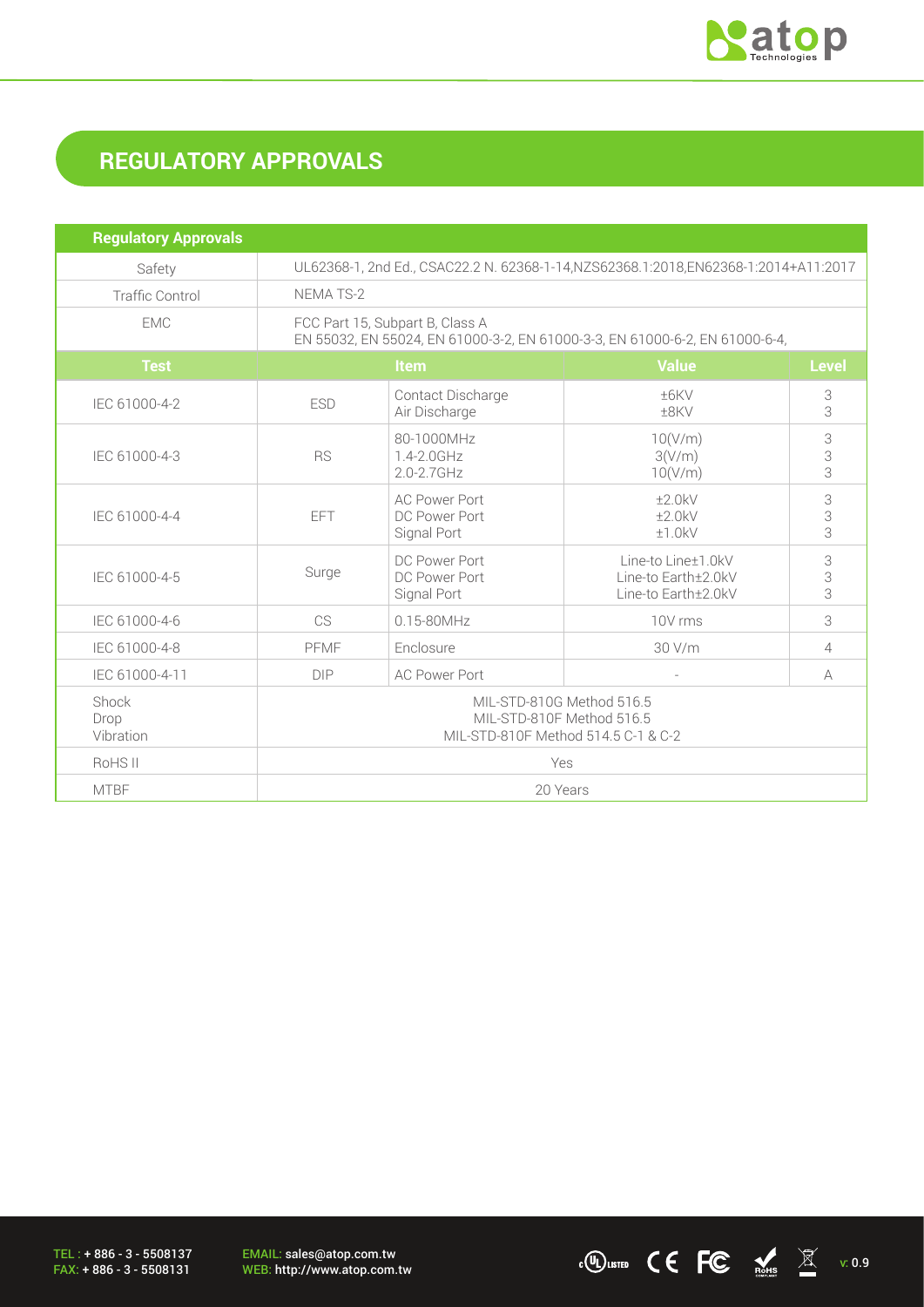## REGULATORY APPROVALS

| Regulatory Approvals | | | | |
|---|---|---|---|---|
| Safety | UL62368-1, 2nd Ed., CSAC22.2 N. 62368-1-14,NZS62368.1:2018,EN62368-1:2014+A11:2017 | | | |
| Traffic Control | NEMA TS-2 | | | |
| EMC | FCC Part 15, Subpart B, Class A<br>EN 55032, EN 55024, EN 61000-3-2, EN 61000-3-3, EN 61000-6-2, EN 61000-6-4, | | | |
| **Test** | **Item** | | **Value** | **Level** |
| IEC 61000-4-2 | ESD | Contact Discharge<br>Air Discharge | ±6KV<br>±8KV | 3<br>3 |
| IEC 61000-4-3 | RS | 80-1000MHz<br>1.4-2.0GHz<br>2.0-2.7GHz | 10(V/m)<br>3(V/m)<br>10(V/m) | 3<br>3<br>3 |
| IEC 61000-4-4 | EFT | AC Power Port<br>DC Power Port<br>Signal Port | ±2.0kV<br>±2.0kV<br>±1.0kV | 3<br>3<br>3 |
| IEC 61000-4-5 | Surge | DC Power Port<br>DC Power Port<br>Signal Port | Line-to Line±1.0kV<br>Line-to Earth±2.0kV<br>Line-to Earth±2.0kV | 3<br>3<br>3 |
| IEC 61000-4-6 | CS | 0.15-80MHz | 10V rms | 3 |
| IEC 61000-4-8 | PFMF | Enclosure | 30 V/m | 4 |
| IEC 61000-4-11 | DIP | AC Power Port | - | A |
| Shock<br>Drop<br>Vibration | MIL-STD-810G Method 516.5<br>MIL-STD-810F Method 516.5<br>MIL-STD-810F Method 514.5 C-1 & C-2 | | | |
| RoHS II | Yes | | | |
| MTBF | 20 Years | | | |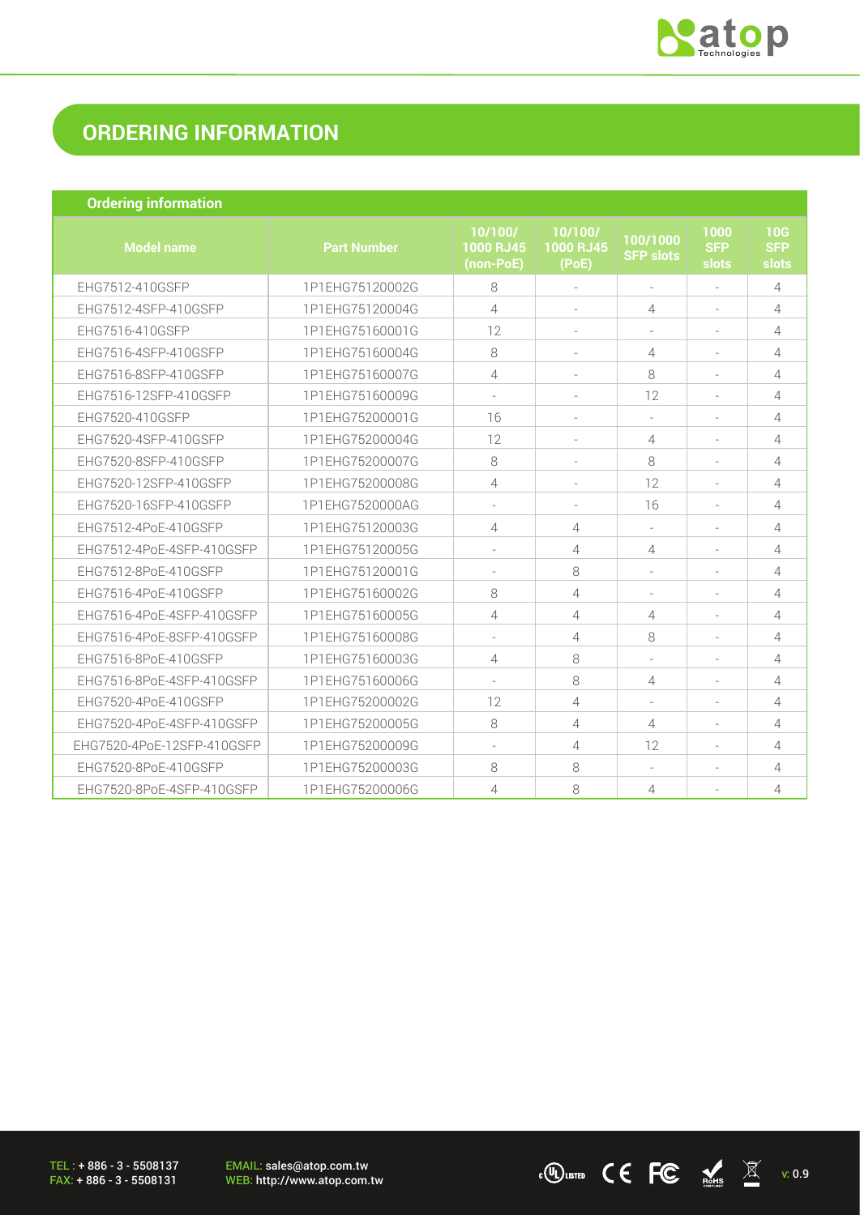# ORDERING INFORMATION

| Ordering information | | | | | | |
|---|---|---|---|---|---|---|
| Model name | Part Number | 10/100/ 1000 RJ45 (non-PoE) | 10/100/ 1000 RJ45 (PoE) | 100/1000 SFP slots | 1000 SFP slots | 10G SFP slots |
| EHG7512-410GSFP | 1P1EHG75120002G | 8 | - | - | - | 4 |
| EHG7512-4SFP-410GSFP | 1P1EHG75120004G | 4 | - | 4 | - | 4 |
| EHG7516-410GSFP | 1P1EHG75160001G | 12 | - | - | - | 4 |
| EHG7516-4SFP-410GSFP | 1P1EHG75160004G | 8 | - | 4 | - | 4 |
| EHG7516-8SFP-410GSFP | 1P1EHG75160007G | 4 | - | 8 | - | 4 |
| EHG7516-12SFP-410GSFP | 1P1EHG75160009G | - | - | 12 | - | 4 |
| EHG7520-410GSFP | 1P1EHG75200001G | 16 | - | - | - | 4 |
| EHG7520-4SFP-410GSFP | 1P1EHG75200004G | 12 | - | 4 | - | 4 |
| EHG7520-8SFP-410GSFP | 1P1EHG75200007G | 8 | - | 8 | - | 4 |
| EHG7520-12SFP-410GSFP | 1P1EHG75200008G | 4 | - | 12 | - | 4 |
| EHG7520-16SFP-410GSFP | 1P1EHG7520000AG | - | - | 16 | - | 4 |
| EHG7512-4PoE-410GSFP | 1P1EHG75120003G | 4 | 4 | - | - | 4 |
| EHG7512-4PoE-4SFP-410GSFP | 1P1EHG75120005G | - | 4 | 4 | - | 4 |
| EHG7512-8PoE-410GSFP | 1P1EHG75120001G | - | 8 | - | - | 4 |
| EHG7516-4PoE-410GSFP | 1P1EHG75160002G | 8 | 4 | - | - | 4 |
| EHG7516-4PoE-4SFP-410GSFP | 1P1EHG75160005G | 4 | 4 | 4 | - | 4 |
| EHG7516-4PoE-8SFP-410GSFP | 1P1EHG75160008G | - | 4 | 8 | - | 4 |
| EHG7516-8PoE-410GSFP | 1P1EHG75160003G | 4 | 8 | - | - | 4 |
| EHG7516-8PoE-4SFP-410GSFP | 1P1EHG75160006G | - | 8 | 4 | - | 4 |
| EHG7520-4PoE-410GSFP | 1P1EHG75200002G | 12 | 4 | - | - | 4 |
| EHG7520-4PoE-4SFP-410GSFP | 1P1EHG75200005G | 8 | 4 | 4 | - | 4 |
| EHG7520-4PoE-12SFP-410GSFP | 1P1EHG75200009G | - | 4 | 12 | - | 4 |
| EHG7520-8PoE-410GSFP | 1P1EHG75200003G | 8 | 8 | - | - | 4 |
| EHG7520-8PoE-4SFP-410GSFP | 1P1EHG75200006G | 4 | 8 | 4 | - | 4 |

TEL : + 886 - 3 - 5508137
FAX: + 886 - 3 - 5508131

EMAIL: sales@atop.com.tw
WEB: http://www.atop.com.tw

v: 0.9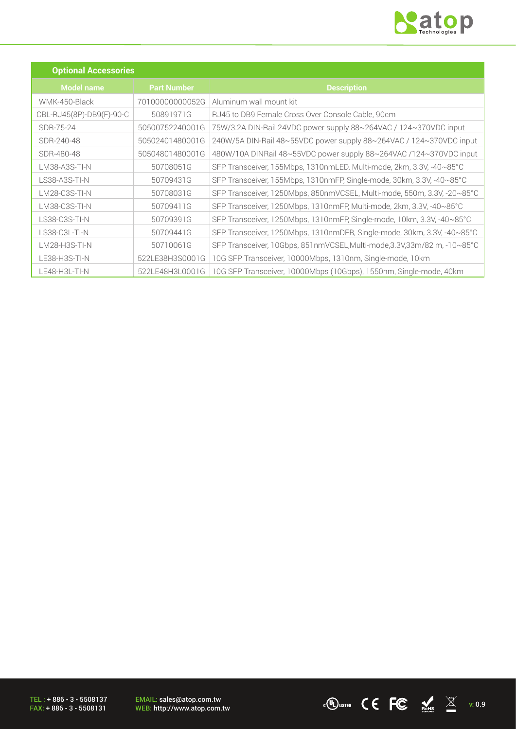## Optional Accessories

| Model name | Part Number | Description |
|---|---|---|
| WMK-450-Black | 70100000000052G | Aluminum wall mount kit |
| CBL-RJ45(8P)-DB9(F)-90-C | 50891971G | RJ45 to DB9 Female Cross Over Console Cable, 90cm |
| SDR-75-24 | 50500752240001G | 75W/3.2A DIN-Rail 24VDC power supply 88~264VAC / 124~370VDC input |
| SDR-240-48 | 50502401480001G | 240W/5A DIN-Rail 48~55VDC power supply 88~264VAC / 124~370VDC input |
| SDR-480-48 | 50504801480001G | 480W/10A DINRail 48~55VDC power supply 88~264VAC /124~370VDC input |
| LM38-A3S-TI-N | 50708051G | SFP Transceiver, 155Mbps, 1310nmLED, Multi-mode, 2km, 3.3V, -40~85°C |
| LS38-A3S-TI-N | 50709431G | SFP Transceiver, 155Mbps, 1310nmFP, Single-mode, 30km, 3.3V, -40~85°C |
| LM28-C3S-TI-N | 50708031G | SFP Transceiver, 1250Mbps, 850nmVCSEL, Multi-mode, 550m, 3.3V, -20~85°C |
| LM38-C3S-TI-N | 50709411G | SFP Transceiver, 1250Mbps, 1310nmFP, Multi-mode, 2km, 3.3V, -40~85°C |
| LS38-C3S-TI-N | 50709391G | SFP Transceiver, 1250Mbps, 1310nmFP, Single-mode, 10km, 3.3V, -40~85°C |
| LS38-C3L-TI-N | 50709441G | SFP Transceiver, 1250Mbps, 1310nmDFB, Single-mode, 30km, 3.3V, -40~85°C |
| LM28-H3S-TI-N | 50710061G | SFP Transceiver, 10Gbps, 851nmVCSEL,Multi-mode,3.3V,33m/82 m, -10~85°C |
| LE38-H3S-TI-N | 522LE38H3S0001G | 10G SFP Transceiver, 10000Mbps, 1310nm, Single-mode, 10km |
| LE48-H3L-TI-N | 522LE48H3L0001G | 10G SFP Transceiver, 10000Mbps (10Gbps), 1550nm, Single-mode, 40km |

TEL : + 886 - 3 - 5508137
FAX: + 886 - 3 - 5508131

EMAIL: sales@atop.com.tw
WEB: http://www.atop.com.tw

v: 0.9